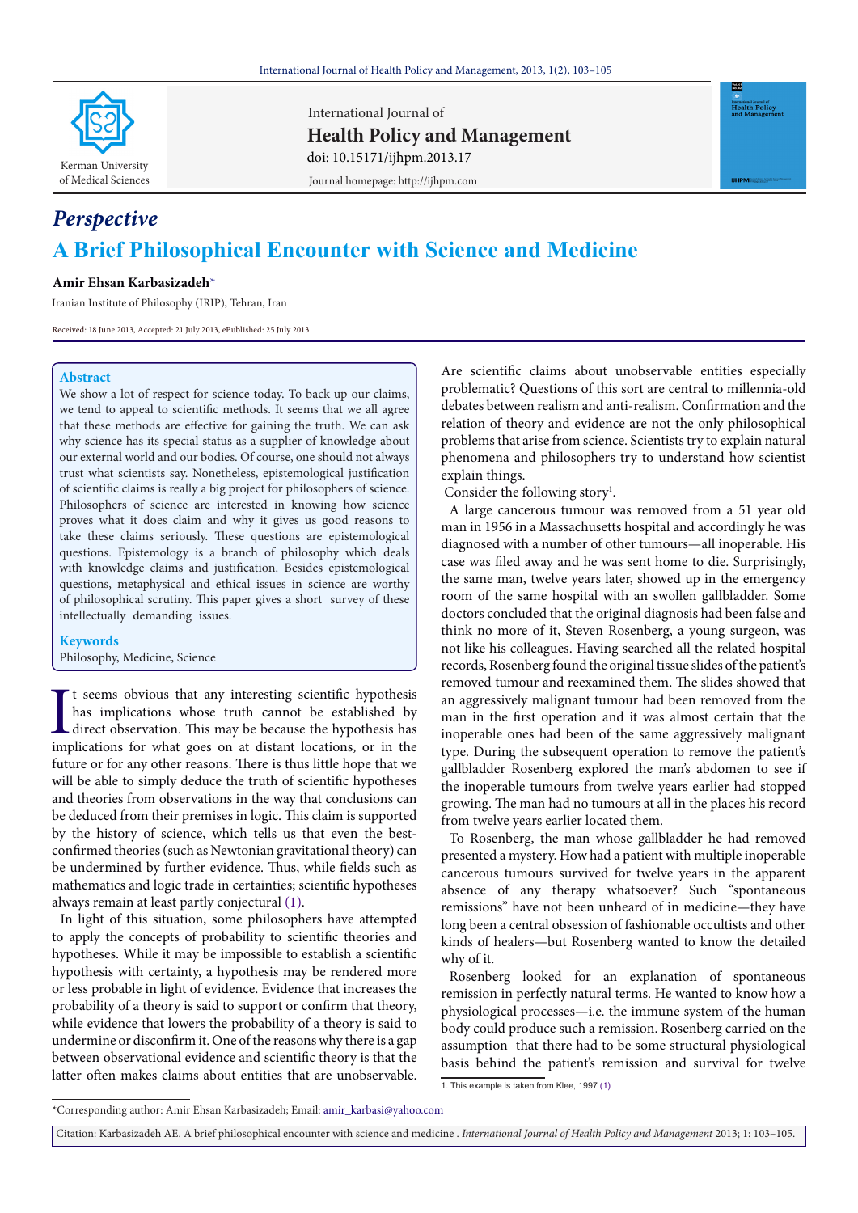*Perspective*

# A Brief Philosophical Encounter with Science and Medicine

**Amir Ehsan Karbasizadeh***

Iranian Institute of Philosophy (IRIP), Tehran, Iran

Received: 18 June 2013, Accepted: 21 July 2013, ePublished: 25 July 2013

## Abstract

We show a lot of respect for science today. To back up our claims, we tend to appeal to scientific methods. It seems that we all agree that these methods are effective for gaining the truth. We can ask why science has its special status as a supplier of knowledge about our external world and our bodies. Of course, one should not always trust what scientists say. Nonetheless, epistemological justification of scientific claims is really a big project for philosophers of science. Philosophers of science are interested in knowing how science proves what it does claim and why it gives us good reasons to take these claims seriously. These questions are epistemological questions. Epistemology is a branch of philosophy which deals with knowledge claims and justification. Besides epistemological questions, metaphysical and ethical issues in science are worthy of philosophical scrutiny. This paper gives a short survey of these intellectually demanding issues.

**Keywords**

Philosophy, Medicine, Science

It seems obvious that any interesting scientific hypothesis has implications whose truth cannot be established by direct observation. This may be because the hypothesis has implications for what goes on at distant locations, or in the future or for any other reasons. There is thus little hope that we will be able to simply deduce the truth of scientific hypotheses and theories from observations in the way that conclusions can be deduced from their premises in logic. This claim is supported by the history of science, which tells us that even the best-confirmed theories (such as Newtonian gravitational theory) can be undermined by further evidence. Thus, while fields such as mathematics and logic trade in certainties; scientific hypotheses always remain at least partly conjectural (1).

In light of this situation, some philosophers have attempted to apply the concepts of probability to scientific theories and hypotheses. While it may be impossible to establish a scientific hypothesis with certainty, a hypothesis may be rendered more or less probable in light of evidence. Evidence that increases the probability of a theory is said to support or confirm that theory, while evidence that lowers the probability of a theory is said to undermine or disconfirm it. One of the reasons why there is a gap between observational evidence and scientific theory is that the latter often makes claims about entities that are unobservable. Are scientific claims about unobservable entities especially problematic? Questions of this sort are central to millennia-old debates between realism and anti-realism. Confirmation and the relation of theory and evidence are not the only philosophical problems that arise from science. Scientists try to explain natural phenomena and philosophers try to understand how scientist explain things.

Consider the following story[1].

A large cancerous tumour was removed from a 51 year old man in 1956 in a Massachusetts hospital and accordingly he was diagnosed with a number of other tumours—all inoperable. His case was filed away and he was sent home to die. Surprisingly, the same man, twelve years later, showed up in the emergency room of the same hospital with an swollen gallbladder. Some doctors concluded that the original diagnosis had been false and think no more of it, Steven Rosenberg, a young surgeon, was not like his colleagues. Having searched all the related hospital records, Rosenberg found the original tissue slides of the patient's removed tumour and reexamined them. The slides showed that an aggressively malignant tumour had been removed from the man in the first operation and it was almost certain that the inoperable ones had been of the same aggressively malignant type. During the subsequent operation to remove the patient's gallbladder Rosenberg explored the man's abdomen to see if the inoperable tumours from twelve years earlier had stopped growing. The man had no tumours at all in the places his record from twelve years earlier located them.

To Rosenberg, the man whose gallbladder he had removed presented a mystery. How had a patient with multiple inoperable cancerous tumours survived for twelve years in the apparent absence of any therapy whatsoever? Such "spontaneous remissions" have not been unheard of in medicine—they have long been a central obsession of fashionable occultists and other kinds of healers—but Rosenberg wanted to know the detailed why of it.

Rosenberg looked for an explanation of spontaneous remission in perfectly natural terms. He wanted to know how a physiological processes—i.e. the immune system of the human body could produce such a remission. Rosenberg carried on the assumption that there had to be some structural physiological basis behind the patient's remission and survival for twelve

1. This example is taken from Klee, 1997 (1)

*Corresponding author: Amir Ehsan Karbasizadeh; Email: amir_karbasi@yahoo.com

Citation: Karbasizadeh AE. A brief philosophical encounter with science and medicine . *International Journal of Health Policy and Management* 2013; 1: 103–105.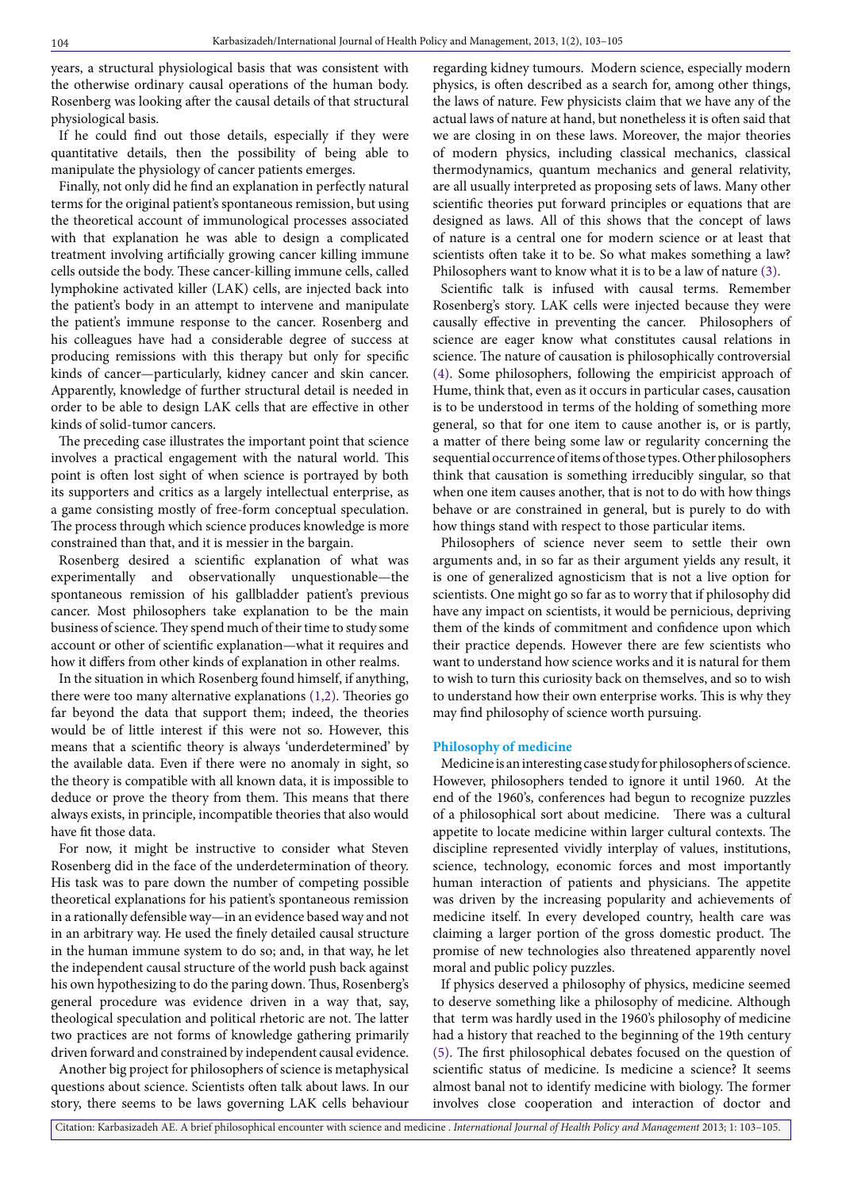years, a structural physiological basis that was consistent with the otherwise ordinary causal operations of the human body. Rosenberg was looking after the causal details of that structural physiological basis.

If he could find out those details, especially if they were quantitative details, then the possibility of being able to manipulate the physiology of cancer patients emerges.

Finally, not only did he find an explanation in perfectly natural terms for the original patient's spontaneous remission, but using the theoretical account of immunological processes associated with that explanation he was able to design a complicated treatment involving artificially growing cancer killing immune cells outside the body. These cancer-killing immune cells, called lymphokine activated killer (LAK) cells, are injected back into the patient's body in an attempt to intervene and manipulate the patient's immune response to the cancer. Rosenberg and his colleagues have had a considerable degree of success at producing remissions with this therapy but only for specific kinds of cancer—particularly, kidney cancer and skin cancer. Apparently, knowledge of further structural detail is needed in order to be able to design LAK cells that are effective in other kinds of solid-tumor cancers.

The preceding case illustrates the important point that science involves a practical engagement with the natural world. This point is often lost sight of when science is portrayed by both its supporters and critics as a largely intellectual enterprise, as a game consisting mostly of free-form conceptual speculation. The process through which science produces knowledge is more constrained than that, and it is messier in the bargain.

Rosenberg desired a scientific explanation of what was experimentally and observationally unquestionable—the spontaneous remission of his gallbladder patient's previous cancer. Most philosophers take explanation to be the main business of science. They spend much of their time to study some account or other of scientific explanation—what it requires and how it differs from other kinds of explanation in other realms.

In the situation in which Rosenberg found himself, if anything, there were too many alternative explanations (1,2). Theories go far beyond the data that support them; indeed, the theories would be of little interest if this were not so. However, this means that a scientific theory is always 'underdetermined' by the available data. Even if there were no anomaly in sight, so the theory is compatible with all known data, it is impossible to deduce or prove the theory from them. This means that there always exists, in principle, incompatible theories that also would have fit those data.

For now, it might be instructive to consider what Steven Rosenberg did in the face of the underdetermination of theory. His task was to pare down the number of competing possible theoretical explanations for his patient's spontaneous remission in a rationally defensible way—in an evidence based way and not in an arbitrary way. He used the finely detailed causal structure in the human immune system to do so; and, in that way, he let the independent causal structure of the world push back against his own hypothesizing to do the paring down. Thus, Rosenberg's general procedure was evidence driven in a way that, say, theological speculation and political rhetoric are not. The latter two practices are not forms of knowledge gathering primarily driven forward and constrained by independent causal evidence.

Another big project for philosophers of science is metaphysical questions about science. Scientists often talk about laws. In our story, there seems to be laws governing LAK cells behaviour regarding kidney tumours. Modern science, especially modern physics, is often described as a search for, among other things, the laws of nature. Few physicists claim that we have any of the actual laws of nature at hand, but nonetheless it is often said that we are closing in on these laws. Moreover, the major theories of modern physics, including classical mechanics, classical thermodynamics, quantum mechanics and general relativity, are all usually interpreted as proposing sets of laws. Many other scientific theories put forward principles or equations that are designed as laws. All of this shows that the concept of laws of nature is a central one for modern science or at least that scientists often take it to be. So what makes something a law? Philosophers want to know what it is to be a law of nature (3).

Scientific talk is infused with causal terms. Remember Rosenberg's story. LAK cells were injected because they were causally effective in preventing the cancer. Philosophers of science are eager know what constitutes causal relations in science. The nature of causation is philosophically controversial (4). Some philosophers, following the empiricist approach of Hume, think that, even as it occurs in particular cases, causation is to be understood in terms of the holding of something more general, so that for one item to cause another is, or is partly, a matter of there being some law or regularity concerning the sequential occurrence of items of those types. Other philosophers think that causation is something irreducibly singular, so that when one item causes another, that is not to do with how things behave or are constrained in general, but is purely to do with how things stand with respect to those particular items.

Philosophers of science never seem to settle their own arguments and, in so far as their argument yields any result, it is one of generalized agnosticism that is not a live option for scientists. One might go so far as to worry that if philosophy did have any impact on scientists, it would be pernicious, depriving them of the kinds of commitment and confidence upon which their practice depends. However there are few scientists who want to understand how science works and it is natural for them to wish to turn this curiosity back on themselves, and so to wish to understand how their own enterprise works. This is why they may find philosophy of science worth pursuing.

## Philosophy of medicine

Medicine is an interesting case study for philosophers of science. However, philosophers tended to ignore it until 1960. At the end of the 1960's, conferences had begun to recognize puzzles of a philosophical sort about medicine. There was a cultural appetite to locate medicine within larger cultural contexts. The discipline represented vividly interplay of values, institutions, science, technology, economic forces and most importantly human interaction of patients and physicians. The appetite was driven by the increasing popularity and achievements of medicine itself. In every developed country, health care was claiming a larger portion of the gross domestic product. The promise of new technologies also threatened apparently novel moral and public policy puzzles.

If physics deserved a philosophy of physics, medicine seemed to deserve something like a philosophy of medicine. Although that term was hardly used in the 1960's philosophy of medicine had a history that reached to the beginning of the 19th century (5). The first philosophical debates focused on the question of scientific status of medicine. Is medicine a science? It seems almost banal not to identify medicine with biology. The former involves close cooperation and interaction of doctor and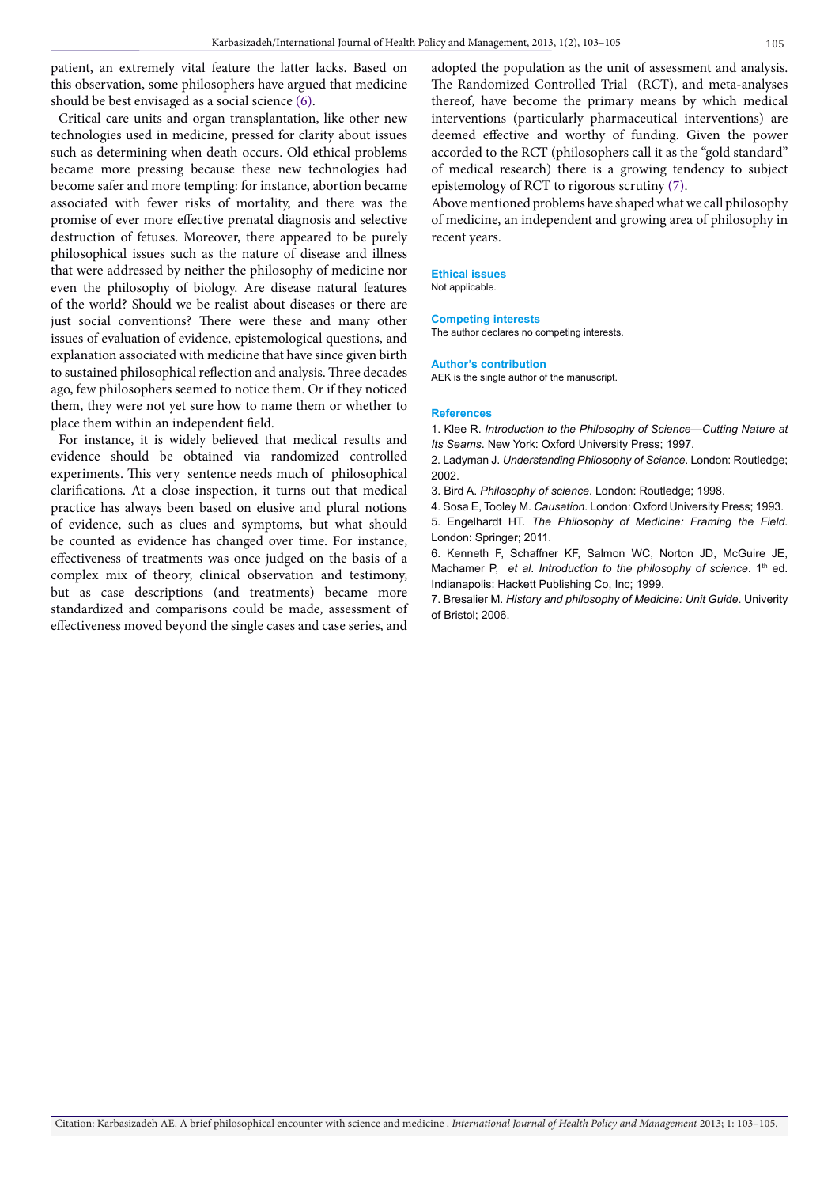patient, an extremely vital feature the latter lacks. Based on this observation, some philosophers have argued that medicine should be best envisaged as a social science (6).

Critical care units and organ transplantation, like other new technologies used in medicine, pressed for clarity about issues such as determining when death occurs. Old ethical problems became more pressing because these new technologies had become safer and more tempting: for instance, abortion became associated with fewer risks of mortality, and there was the promise of ever more effective prenatal diagnosis and selective destruction of fetuses. Moreover, there appeared to be purely philosophical issues such as the nature of disease and illness that were addressed by neither the philosophy of medicine nor even the philosophy of biology. Are disease natural features of the world? Should we be realist about diseases or there are just social conventions? There were these and many other issues of evaluation of evidence, epistemological questions, and explanation associated with medicine that have since given birth to sustained philosophical reflection and analysis. Three decades ago, few philosophers seemed to notice them. Or if they noticed them, they were not yet sure how to name them or whether to place them within an independent field.

For instance, it is widely believed that medical results and evidence should be obtained via randomized controlled experiments. This very sentence needs much of philosophical clarifications. At a close inspection, it turns out that medical practice has always been based on elusive and plural notions of evidence, such as clues and symptoms, but what should be counted as evidence has changed over time. For instance, effectiveness of treatments was once judged on the basis of a complex mix of theory, clinical observation and testimony, but as case descriptions (and treatments) became more standardized and comparisons could be made, assessment of effectiveness moved beyond the single cases and case series, and adopted the population as the unit of assessment and analysis. The Randomized Controlled Trial (RCT), and meta-analyses thereof, have become the primary means by which medical interventions (particularly pharmaceutical interventions) are deemed effective and worthy of funding. Given the power accorded to the RCT (philosophers call it as the "gold standard" of medical research) there is a growing tendency to subject epistemology of RCT to rigorous scrutiny (7).

Above mentioned problems have shaped what we call philosophy of medicine, an independent and growing area of philosophy in recent years.

### Ethical issues

Not applicable.

### Competing interests

The author declares no competing interests.

### Author's contribution

AEK is the single author of the manuscript.

### References

1. Klee R. *Introduction to the Philosophy of Science—Cutting Nature at Its Seams*. New York: Oxford University Press; 1997.
2. Ladyman J. *Understanding Philosophy of Science*. London: Routledge; 2002.
3. Bird A. *Philosophy of science*. London: Routledge; 1998.
4. Sosa E, Tooley M. *Causation*. London: Oxford University Press; 1993.
5. Engelhardt HT. *The Philosophy of Medicine: Framing the Field*. London: Springer; 2011.
6. Kenneth F, Schaffner KF, Salmon WC, Norton JD, McGuire JE, Machamer P, *et al*. *Introduction to the philosophy of science*. 1th ed. Indianapolis: Hackett Publishing Co, Inc; 1999.
7. Bresalier M. *History and philosophy of Medicine: Unit Guide*. Univerity of Bristol; 2006.

Citation: Karbasizadeh AE. A brief philosophical encounter with science and medicine . *International Journal of Health Policy and Management* 2013; 1: 103–105.